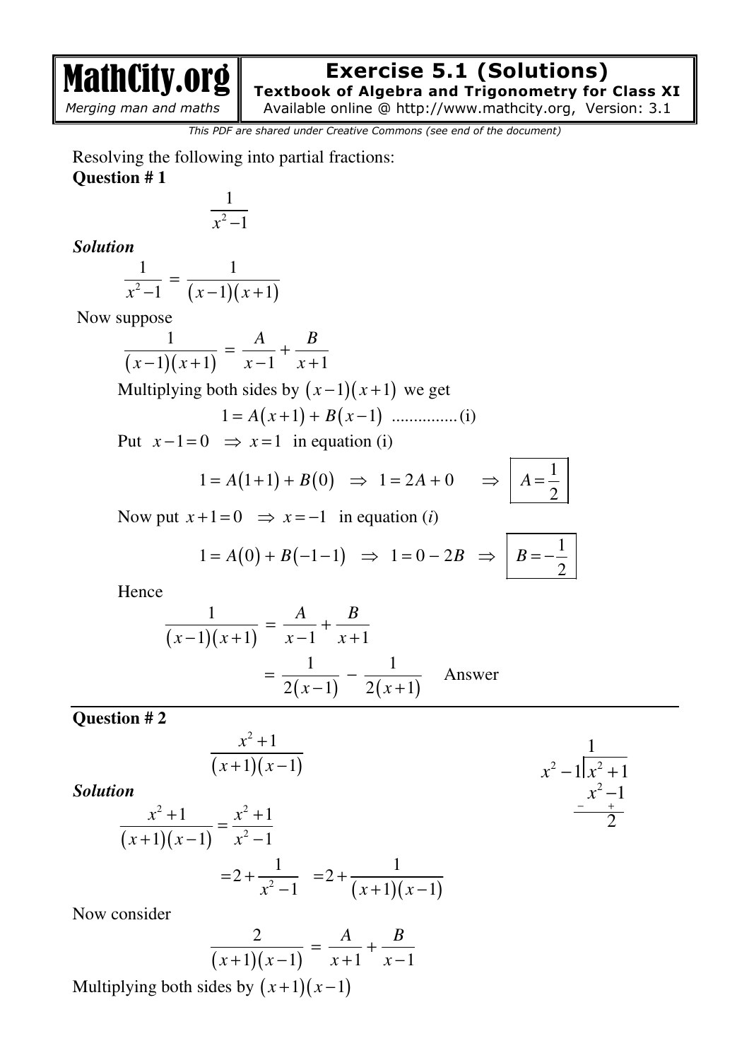# Exercise 5.1 (Solutions)

**Textbook of Algebra and Trigonometry for Class XI**

MathCity.org — *Merging man and maths*

Available online @ http://www.mathcity.org, Version: 3.1

*This PDF are shared under Creative Commons (see end of the document)*

Resolving the following into partial fractions:

**Question # 1**

$$\frac{1}{x^2-1}$$

***Solution***

$$\frac{1}{x^2-1} = \frac{1}{(x-1)(x+1)}$$

Now suppose

$$\frac{1}{(x-1)(x+1)} = \frac{A}{x-1} + \frac{B}{x+1}$$

Multiplying both sides by $(x-1)(x+1)$ we get

$$1 = A(x+1) + B(x-1) \quad \text{...............(i)}$$

Put $x-1=0 \Rightarrow x=1$ in equation (i)

$$1 = A(1+1) + B(0) \Rightarrow 1 = 2A + 0 \Rightarrow \boxed{A = \frac{1}{2}}$$

Now put $x+1=0 \Rightarrow x=-1$ in equation (*i*)

$$1 = A(0) + B(-1-1) \Rightarrow 1 = 0 - 2B \Rightarrow \boxed{B = -\frac{1}{2}}$$

Hence

$$\frac{1}{(x-1)(x+1)} = \frac{A}{x-1} + \frac{B}{x+1}$$

$$= \frac{1}{2(x-1)} - \frac{1}{2(x+1)} \quad \text{Answer}$$

---

**Question # 2**

$$\frac{x^2+1}{(x+1)(x-1)}$$

***Solution***

$$\frac{x^2+1}{(x+1)(x-1)} = \frac{x^2+1}{x^2-1}$$

$$= 2 + \frac{1}{x^2-1} \quad = 2 + \frac{1}{(x+1)(x-1)}$$

$$\begin{array}{r|l} & 1 \\ x^2-1 & x^2+1 \\ & \underline{\mp x^2 \pm 1} \\ & 2 \end{array}$$

Now consider

$$\frac{2}{(x+1)(x-1)} = \frac{A}{x+1} + \frac{B}{x-1}$$

Multiplying both sides by $(x+1)(x-1)$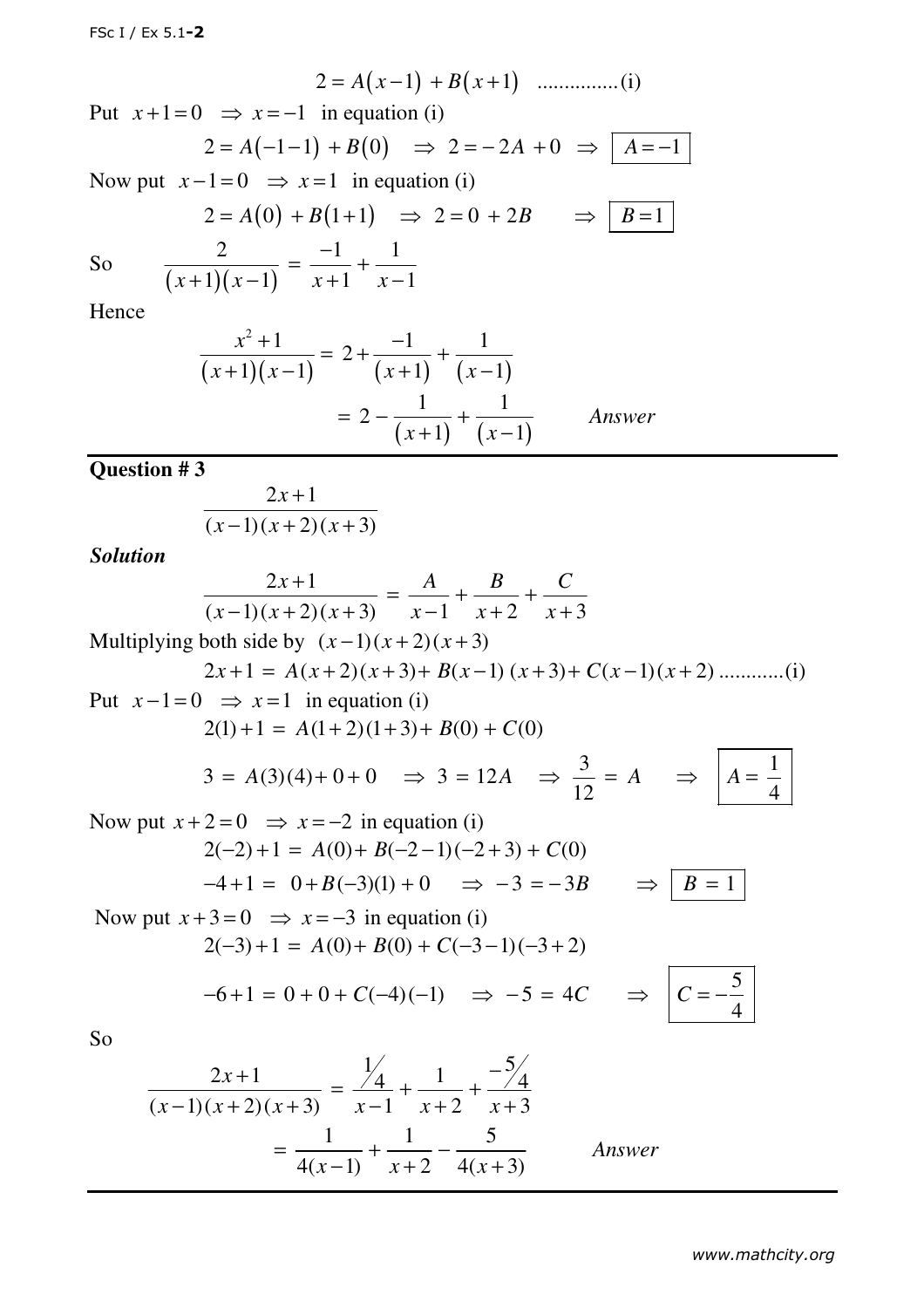$$2 = A(x-1) + B(x+1) \quad \ldots\ldots\ldots\ldots\text{(i)}$$

Put $x+1=0 \Rightarrow x=-1$ in equation (i)

$$2 = A(-1-1) + B(0) \quad \Rightarrow \ 2 = -2A + 0 \ \Rightarrow \ \boxed{A=-1}$$

Now put $x-1=0 \Rightarrow x=1$ in equation (i)

$$2 = A(0) + B(1+1) \quad \Rightarrow \ 2 = 0 + 2B \quad \Rightarrow \ \boxed{B=1}$$

So $\quad \dfrac{2}{(x+1)(x-1)} = \dfrac{-1}{x+1} + \dfrac{1}{x-1}$

Hence

$$\frac{x^2+1}{(x+1)(x-1)} = 2 + \frac{-1}{(x+1)} + \frac{1}{(x-1)}$$

$$= 2 - \frac{1}{(x+1)} + \frac{1}{(x-1)} \qquad \textit{Answer}$$

---

**Question # 3**

$$\frac{2x+1}{(x-1)(x+2)(x+3)}$$

***Solution***

$$\frac{2x+1}{(x-1)(x+2)(x+3)} = \frac{A}{x-1} + \frac{B}{x+2} + \frac{C}{x+3}$$

Multiplying both side by $(x-1)(x+2)(x+3)$

$$2x+1 = A(x+2)(x+3) + B(x-1)(x+3) + C(x-1)(x+2) \ \ldots\ldots\ldots\ldots\text{(i)}$$

Put $x-1=0 \Rightarrow x=1$ in equation (i)

$$2(1)+1 = A(1+2)(1+3) + B(0) + C(0)$$

$$3 = A(3)(4) + 0 + 0 \quad \Rightarrow \ 3 = 12A \quad \Rightarrow \ \frac{3}{12} = A \quad \Rightarrow \ \boxed{A = \frac{1}{4}}$$

Now put $x+2=0 \Rightarrow x=-2$ in equation (i)

$$2(-2)+1 = A(0) + B(-2-1)(-2+3) + C(0)$$

$$-4+1 = 0 + B(-3)(1) + 0 \quad \Rightarrow \ -3 = -3B \quad \Rightarrow \ \boxed{B = 1}$$

Now put $x+3=0 \Rightarrow x=-3$ in equation (i)

$$2(-3)+1 = A(0) + B(0) + C(-3-1)(-3+2)$$

$$-6+1 = 0 + 0 + C(-4)(-1) \quad \Rightarrow \ -5 = 4C \quad \Rightarrow \ \boxed{C = -\frac{5}{4}}$$

So

$$\frac{2x+1}{(x-1)(x+2)(x+3)} = \frac{1/4}{x-1} + \frac{1}{x+2} + \frac{-5/4}{x+3}$$

$$= \frac{1}{4(x-1)} + \frac{1}{x+2} - \frac{5}{4(x+3)} \qquad \textit{Answer}$$

---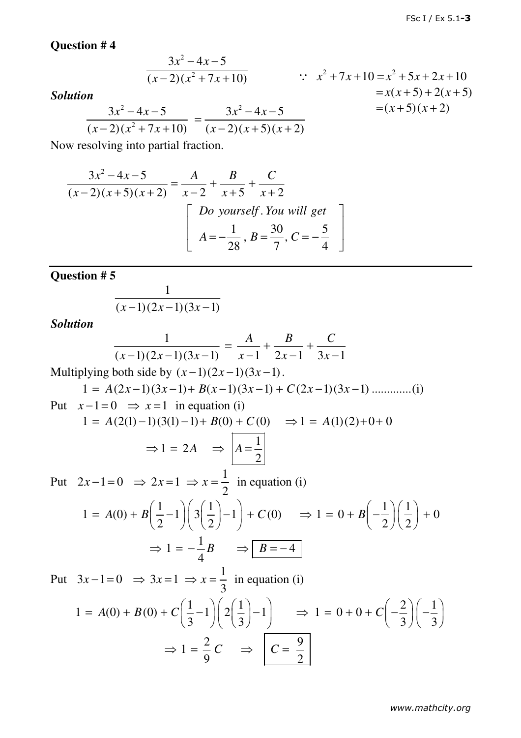**Question # 4**

$$\frac{3x^2-4x-5}{(x-2)(x^2+7x+10)}$$

$$\because \ x^2+7x+10 = x^2+5x+2x+10$$
$$= x(x+5)+2(x+5)$$
$$= (x+5)(x+2)$$

***Solution***

$$\frac{3x^2-4x-5}{(x-2)(x^2+7x+10)} = \frac{3x^2-4x-5}{(x-2)(x+5)(x+2)}$$

Now resolving into partial fraction.

$$\frac{3x^2-4x-5}{(x-2)(x+5)(x+2)} = \frac{A}{x-2}+\frac{B}{x+5}+\frac{C}{x+2}$$

$$\left[\begin{array}{l} \textit{Do yourself. You will get} \\ A=-\frac{1}{28},\ B=\frac{30}{7},\ C=-\frac{5}{4} \end{array}\right]$$

---

**Question # 5**

$$\frac{1}{(x-1)(2x-1)(3x-1)}$$

***Solution***

$$\frac{1}{(x-1)(2x-1)(3x-1)} = \frac{A}{x-1}+\frac{B}{2x-1}+\frac{C}{3x-1}$$

Multiplying both side by $(x-1)(2x-1)(3x-1)$.

$$1 = A(2x-1)(3x-1)+B(x-1)(3x-1)+C(2x-1)(3x-1) \ .............(i)$$

Put $x-1=0 \ \Rightarrow x=1$ in equation (i)

$$1 = A(2(1)-1)(3(1)-1)+B(0)+C(0) \quad \Rightarrow 1 = A(1)(2)+0+0$$

$$\Rightarrow 1 = 2A \quad \Rightarrow \boxed{A=\frac{1}{2}}$$

Put $2x-1=0 \ \Rightarrow 2x=1 \Rightarrow x=\frac{1}{2}$ in equation (i)

$$1 = A(0)+B\left(\frac{1}{2}-1\right)\left(3\left(\frac{1}{2}\right)-1\right)+C(0) \quad \Rightarrow 1 = 0+B\left(-\frac{1}{2}\right)\left(\frac{1}{2}\right)+0$$

$$\Rightarrow 1 = -\frac{1}{4}B \quad \Rightarrow \boxed{B=-4}$$

Put $3x-1=0 \ \Rightarrow 3x=1 \Rightarrow x=\frac{1}{3}$ in equation (i)

$$1 = A(0)+B(0)+C\left(\frac{1}{3}-1\right)\left(2\left(\frac{1}{3}\right)-1\right) \quad \Rightarrow 1 = 0+0+C\left(-\frac{2}{3}\right)\left(-\frac{1}{3}\right)$$

$$\Rightarrow 1 = \frac{2}{9}C \quad \Rightarrow \boxed{C=\frac{9}{2}}$$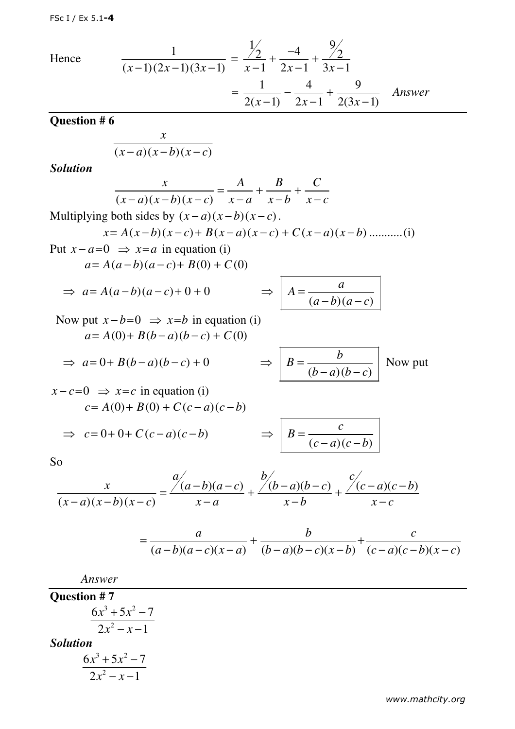Hence $$\frac{1}{(x-1)(2x-1)(3x-1)} = \frac{\frac{1}{2}}{x-1} + \frac{-4}{2x-1} + \frac{\frac{9}{2}}{3x-1}$$

$$= \frac{1}{2(x-1)} - \frac{4}{2x-1} + \frac{9}{2(3x-1)} \quad \textit{Answer}$$

---

**Question # 6**

$$\frac{x}{(x-a)(x-b)(x-c)}$$

***Solution***

$$\frac{x}{(x-a)(x-b)(x-c)} = \frac{A}{x-a} + \frac{B}{x-b} + \frac{C}{x-c}$$

Multiplying both sides by $(x-a)(x-b)(x-c)$.

$$x = A(x-b)(x-c) + B(x-a)(x-c) + C(x-a)(x-b) \quad \text{...........(i)}$$

Put $x-a=0 \;\Rightarrow\; x=a$ in equation (i)

$$a = A(a-b)(a-c) + B(0) + C(0)$$

$$\Rightarrow\; a = A(a-b)(a-c) + 0 + 0 \qquad \Rightarrow\; \boxed{A = \frac{a}{(a-b)(a-c)}}$$

Now put $x-b=0 \;\Rightarrow\; x=b$ in equation (i)

$$a = A(0) + B(b-a)(b-c) + C(0)$$

$$\Rightarrow\; a = 0 + B(b-a)(b-c) + 0 \qquad \Rightarrow\; \boxed{B = \frac{b}{(b-a)(b-c)}}$$

Now put $x-c=0 \;\Rightarrow\; x=c$ in equation (i)

$$c = A(0) + B(0) + C(c-a)(c-b)$$

$$\Rightarrow\; c = 0 + 0 + C(c-a)(c-b) \qquad \Rightarrow\; \boxed{B = \frac{c}{(c-a)(c-b)}}$$

So

$$\frac{x}{(x-a)(x-b)(x-c)} = \frac{\frac{a}{(a-b)(a-c)}}{x-a} + \frac{\frac{b}{(b-a)(b-c)}}{x-b} + \frac{\frac{c}{(c-a)(c-b)}}{x-c}$$

$$= \frac{a}{(a-b)(a-c)(x-a)} + \frac{b}{(b-a)(b-c)(x-b)} + \frac{c}{(c-a)(c-b)(x-c)}$$

*Answer*

---

**Question # 7**

$$\frac{6x^3+5x^2-7}{2x^2-x-1}$$

***Solution***

$$\frac{6x^3+5x^2-7}{2x^2-x-1}$$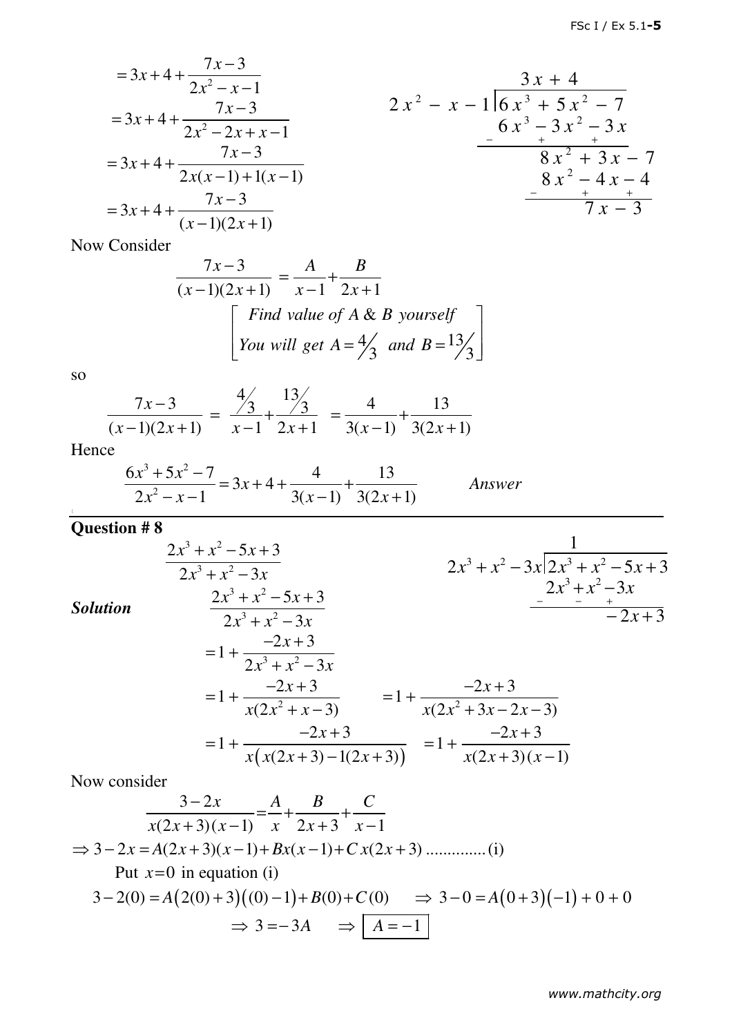$$= 3x + 4 + \frac{7x-3}{2x^2 - x - 1}$$

$$= 3x + 4 + \frac{7x-3}{2x^2 - 2x + x - 1}$$

$$= 3x + 4 + \frac{7x-3}{2x(x-1) + 1(x-1)}$$

$$= 3x + 4 + \frac{7x-3}{(x-1)(2x+1)}$$

$$\begin{array}{r} 3x + 4 \\ 2x^2 - x - 1 \overline{\big) 6x^3 + 5x^2 - 7} \\ \underline{\underset{-}{6x^3} \underset{+}{- 3x^2} \underset{+}{- 3x}} \\ 8x^2 + 3x - 7 \\ \underline{\underset{-}{8x^2} \underset{+}{- 4x} \underset{+}{- 4}} \\ 7x - 3 \end{array}$$

Now Consider

$$\frac{7x-3}{(x-1)(2x+1)} = \frac{A}{x-1} + \frac{B}{2x+1}$$

$$\left[ \begin{array}{l} \textit{Find value of } A \,\&\, B \textit{ yourself} \\ \textit{You will get } A = 4/3 \textit{ and } B = 13/3 \end{array} \right]$$

so

$$\frac{7x-3}{(x-1)(2x+1)} = \frac{4/3}{x-1} + \frac{13/3}{2x+1} = \frac{4}{3(x-1)} + \frac{13}{3(2x+1)}$$

Hence

$$\frac{6x^3 + 5x^2 - 7}{2x^2 - x - 1} = 3x + 4 + \frac{4}{3(x-1)} + \frac{13}{3(2x+1)} \qquad \textit{Answer}$$

---

**Question # 8**

$$\frac{2x^3 + x^2 - 5x + 3}{2x^3 + x^2 - 3x}$$

***Solution***

$$\frac{2x^3 + x^2 - 5x + 3}{2x^3 + x^2 - 3x}$$

$$= 1 + \frac{-2x+3}{2x^3 + x^2 - 3x}$$

$$= 1 + \frac{-2x+3}{x(2x^2 + x - 3)} \qquad = 1 + \frac{-2x+3}{x(2x^2 + 3x - 2x - 3)}$$

$$= 1 + \frac{-2x+3}{x\big(x(2x+3) - 1(2x+3)\big)} \qquad = 1 + \frac{-2x+3}{x(2x+3)(x-1)}$$

$$\begin{array}{r} 1 \\ 2x^3 + x^2 - 3x \overline{\big) 2x^3 + x^2 - 5x + 3} \\ \underline{\underset{-}{2x^3} \underset{-}{+ x^2} \underset{+}{- 3x}} \\ -2x + 3 \end{array}$$

Now consider

$$\frac{3-2x}{x(2x+3)(x-1)} = \frac{A}{x} + \frac{B}{2x+3} + \frac{C}{x-1}$$

$$\Rightarrow 3 - 2x = A(2x+3)(x-1) + Bx(x-1) + Cx(2x+3) \;..............\text{(i)}$$

Put $x = 0$ in equation (i)

$$3 - 2(0) = A\big(2(0)+3\big)\big((0)-1\big) + B(0) + C(0) \qquad \Rightarrow 3 - 0 = A\big(0+3\big)\big(-1\big) + 0 + 0$$

$$\Rightarrow 3 = -3A \qquad \Rightarrow \boxed{A = -1}$$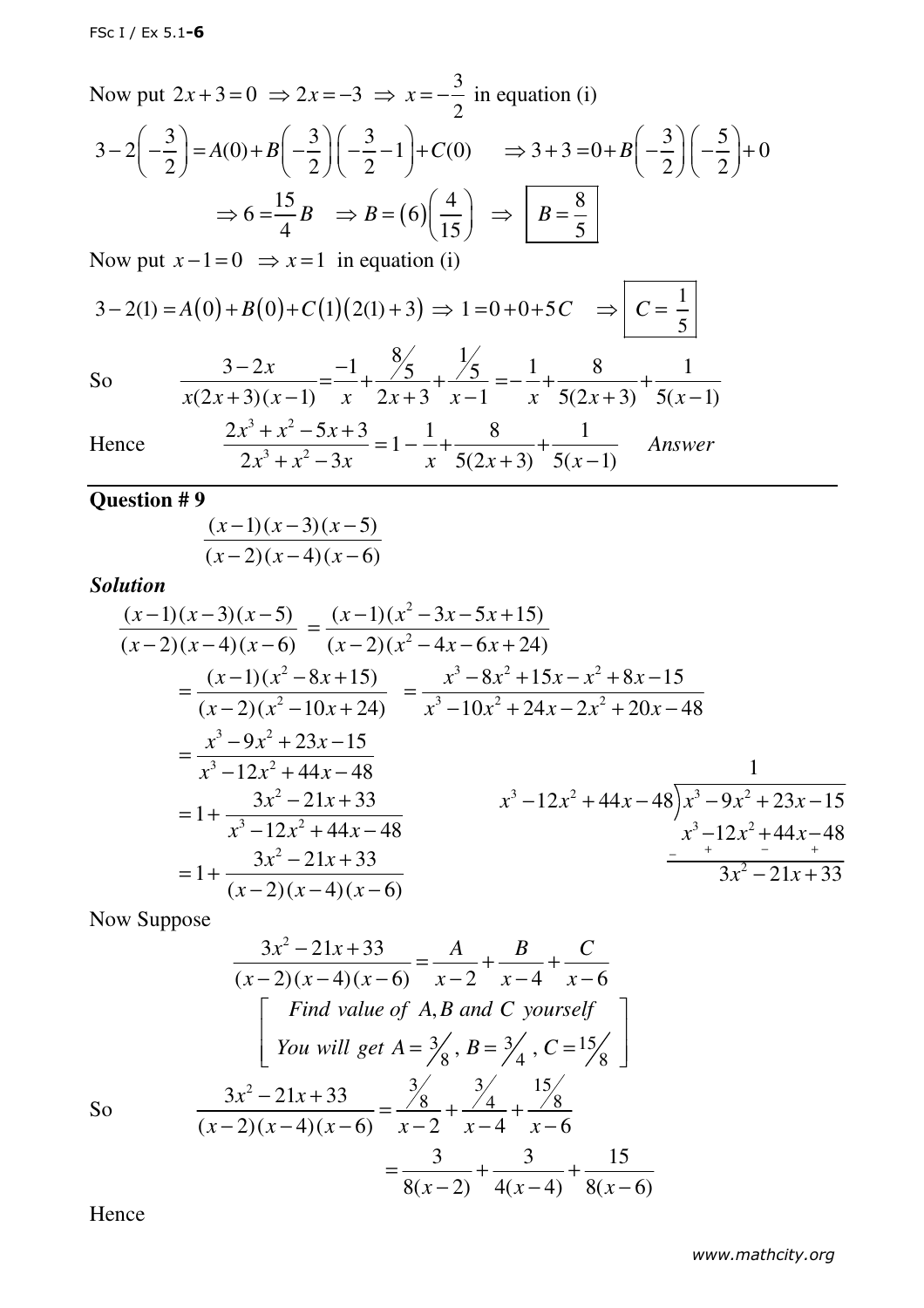Now put $2x+3=0 \Rightarrow 2x=-3 \Rightarrow x=-\dfrac{3}{2}$ in equation (i)

$$3-2\left(-\frac{3}{2}\right)=A(0)+B\left(-\frac{3}{2}\right)\left(-\frac{3}{2}-1\right)+C(0) \quad \Rightarrow 3+3=0+B\left(-\frac{3}{2}\right)\left(-\frac{5}{2}\right)+0$$

$$\Rightarrow 6=\frac{15}{4}B \quad \Rightarrow B=(6)\left(\frac{4}{15}\right) \Rightarrow \boxed{B=\frac{8}{5}}$$

Now put $x-1=0 \Rightarrow x=1$ in equation (i)

$$3-2(1)=A(0)+B(0)+C(1)(2(1)+3) \Rightarrow 1=0+0+5C \quad \Rightarrow \boxed{C=\frac{1}{5}}$$

So $$\frac{3-2x}{x(2x+3)(x-1)}=\frac{-1}{x}+\frac{8/5}{2x+3}+\frac{1/5}{x-1}=-\frac{1}{x}+\frac{8}{5(2x+3)}+\frac{1}{5(x-1)}$$

Hence $$\frac{2x^3+x^2-5x+3}{2x^3+x^2-3x}=1-\frac{1}{x}+\frac{8}{5(2x+3)}+\frac{1}{5(x-1)} \quad \textit{Answer}$$

---

**Question # 9**

$$\frac{(x-1)(x-3)(x-5)}{(x-2)(x-4)(x-6)}$$

***Solution***

$$\frac{(x-1)(x-3)(x-5)}{(x-2)(x-4)(x-6)}=\frac{(x-1)(x^2-3x-5x+15)}{(x-2)(x^2-4x-6x+24)}$$

$$=\frac{(x-1)(x^2-8x+15)}{(x-2)(x^2-10x+24)}=\frac{x^3-8x^2+15x-x^2+8x-15}{x^3-10x^2+24x-2x^2+20x-48}$$

$$=\frac{x^3-9x^2+23x-15}{x^3-12x^2+44x-48}$$

$$=1+\frac{3x^2-21x+33}{x^3-12x^2+44x-48}$$

$$=1+\frac{3x^2-21x+33}{(x-2)(x-4)(x-6)}$$

Long division:

$$\begin{array}{r} 1 \\ x^3-12x^2+44x-48 \,\big)\, x^3-9x^2+23x-15 \\ \underline{\overset{-}{}x^3\overset{+}{-}12x^2\overset{-}{+}44x\overset{+}{-}48} \\ 3x^2-21x+33 \end{array}$$

Now Suppose

$$\frac{3x^2-21x+33}{(x-2)(x-4)(x-6)}=\frac{A}{x-2}+\frac{B}{x-4}+\frac{C}{x-6}$$

$$\left[\begin{array}{c} \textit{Find value of } A, B \textit{ and } C \textit{ yourself} \\ \textit{You will get } A=3/8,\ B=3/4,\ C=15/8 \end{array}\right]$$

So $$\frac{3x^2-21x+33}{(x-2)(x-4)(x-6)}=\frac{3/8}{x-2}+\frac{3/4}{x-4}+\frac{15/8}{x-6}$$

$$=\frac{3}{8(x-2)}+\frac{3}{4(x-4)}+\frac{15}{8(x-6)}$$

Hence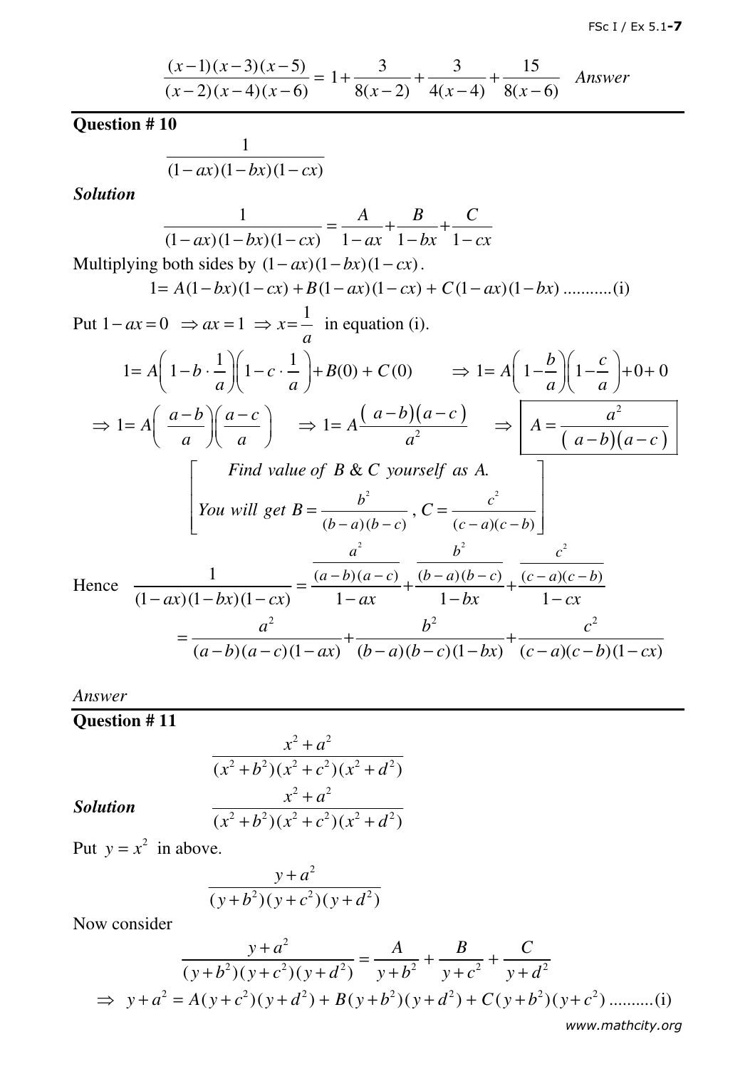$$\frac{(x-1)(x-3)(x-5)}{(x-2)(x-4)(x-6)} = 1 + \frac{3}{8(x-2)} + \frac{3}{4(x-4)} + \frac{15}{8(x-6)} \quad \textit{Answer}$$

## Question # 10

$$\frac{1}{(1-ax)(1-bx)(1-cx)}$$

***Solution***

$$\frac{1}{(1-ax)(1-bx)(1-cx)} = \frac{A}{1-ax} + \frac{B}{1-bx} + \frac{C}{1-cx}$$

Multiplying both sides by $(1-ax)(1-bx)(1-cx)$.

$$1 = A(1-bx)(1-cx) + B(1-ax)(1-cx) + C(1-ax)(1-bx) \text{ ...........(i)}$$

Put $1 - ax = 0 \Rightarrow ax = 1 \Rightarrow x = \dfrac{1}{a}$ in equation (i).

$$1 = A\left(1 - b\cdot\frac{1}{a}\right)\left(1 - c\cdot\frac{1}{a}\right) + B(0) + C(0) \qquad \Rightarrow 1 = A\left(1 - \frac{b}{a}\right)\left(1 - \frac{c}{a}\right) + 0 + 0$$

$$\Rightarrow 1 = A\left(\frac{a-b}{a}\right)\left(\frac{a-c}{a}\right) \quad \Rightarrow 1 = A\frac{(a-b)(a-c)}{a^2} \quad \Rightarrow \boxed{A = \frac{a^2}{(a-b)(a-c)}}$$

$$\left[\begin{array}{l} \textit{Find value of } B \ \& \ C \textit{ yourself as A.} \\ \textit{You will get } B = \dfrac{b^2}{(b-a)(b-c)}, \ C = \dfrac{c^2}{(c-a)(c-b)} \end{array}\right]$$

Hence
$$\frac{1}{(1-ax)(1-bx)(1-cx)} = \frac{\dfrac{a^2}{(a-b)(a-c)}}{1-ax} + \frac{\dfrac{b^2}{(b-a)(b-c)}}{1-bx} + \frac{\dfrac{c^2}{(c-a)(c-b)}}{1-cx}$$

$$= \frac{a^2}{(a-b)(a-c)(1-ax)} + \frac{b^2}{(b-a)(b-c)(1-bx)} + \frac{c^2}{(c-a)(c-b)(1-cx)}$$

*Answer*

## Question # 11

$$\frac{x^2 + a^2}{(x^2+b^2)(x^2+c^2)(x^2+d^2)}$$

***Solution***

$$\frac{x^2 + a^2}{(x^2+b^2)(x^2+c^2)(x^2+d^2)}$$

Put $y = x^2$ in above.

$$\frac{y + a^2}{(y+b^2)(y+c^2)(y+d^2)}$$

Now consider

$$\frac{y + a^2}{(y+b^2)(y+c^2)(y+d^2)} = \frac{A}{y+b^2} + \frac{B}{y+c^2} + \frac{C}{y+d^2}$$

$$\Rightarrow \ y + a^2 = A(y+c^2)(y+d^2) + B(y+b^2)(y+d^2) + C(y+b^2)(y+c^2) \text{ ..........(i)}$$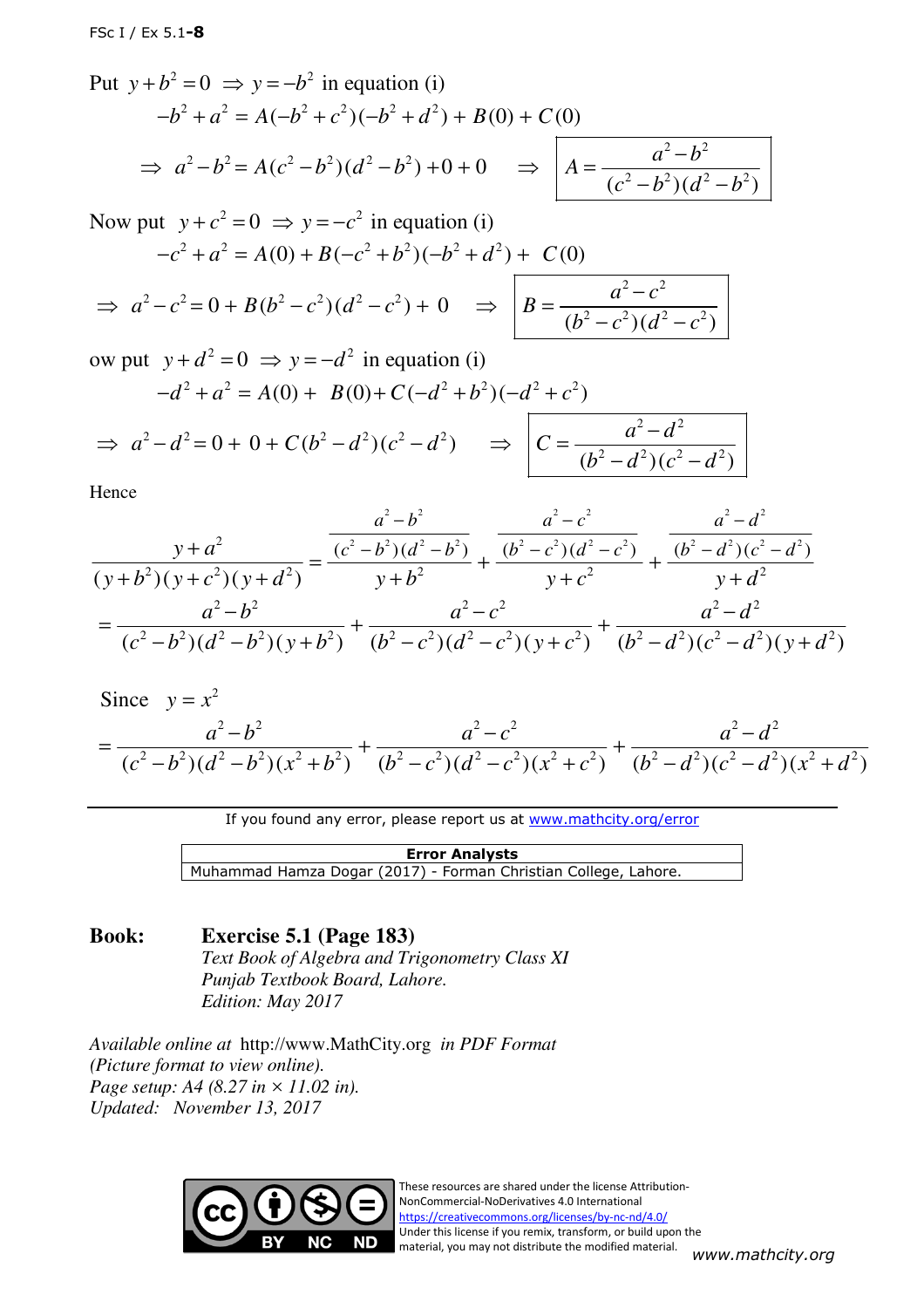Put $y+b^2=0 \Rightarrow y=-b^2$ in equation (i)

$$-b^2+a^2 = A(-b^2+c^2)(-b^2+d^2)+B(0)+C(0)$$

$$\Rightarrow a^2-b^2 = A(c^2-b^2)(d^2-b^2)+0+0 \quad \Rightarrow \boxed{A=\frac{a^2-b^2}{(c^2-b^2)(d^2-b^2)}}$$

Now put $y+c^2=0 \Rightarrow y=-c^2$ in equation (i)

$$-c^2+a^2 = A(0)+B(-c^2+b^2)(-b^2+d^2)+C(0)$$

$$\Rightarrow a^2-c^2 = 0+B(b^2-c^2)(d^2-c^2)+0 \quad \Rightarrow \boxed{B=\frac{a^2-c^2}{(b^2-c^2)(d^2-c^2)}}$$

ow put $y+d^2=0 \Rightarrow y=-d^2$ in equation (i)

$$-d^2+a^2 = A(0)+B(0)+C(-d^2+b^2)(-d^2+c^2)$$

$$\Rightarrow a^2-d^2 = 0+0+C(b^2-d^2)(c^2-d^2) \quad \Rightarrow \boxed{C=\frac{a^2-d^2}{(b^2-d^2)(c^2-d^2)}}$$

Hence

$$\frac{y+a^2}{(y+b^2)(y+c^2)(y+d^2)} = \frac{\frac{a^2-b^2}{(c^2-b^2)(d^2-b^2)}}{y+b^2}+\frac{\frac{a^2-c^2}{(b^2-c^2)(d^2-c^2)}}{y+c^2}+\frac{\frac{a^2-d^2}{(b^2-d^2)(c^2-d^2)}}{y+d^2}$$

$$=\frac{a^2-b^2}{(c^2-b^2)(d^2-b^2)(y+b^2)}+\frac{a^2-c^2}{(b^2-c^2)(d^2-c^2)(y+c^2)}+\frac{a^2-d^2}{(b^2-d^2)(c^2-d^2)(y+d^2)}$$

Since $y=x^2$

$$=\frac{a^2-b^2}{(c^2-b^2)(d^2-b^2)(x^2+b^2)}+\frac{a^2-c^2}{(b^2-c^2)(d^2-c^2)(x^2+c^2)}+\frac{a^2-d^2}{(b^2-d^2)(c^2-d^2)(x^2+d^2)}$$

---

If you found any error, please report us at www.mathcity.org/error

| Error Analysts |
|---|
| Muhammad Hamza Dogar (2017) - Forman Christian College, Lahore. |

**Book:** **Exercise 5.1 (Page 183)**
*Text Book of Algebra and Trigonometry Class XI*
*Punjab Textbook Board, Lahore.*
*Edition: May 2017*

*Available online at* http://www.MathCity.org *in PDF Format*
*(Picture format to view online).*
*Page setup: A4 (8.27 in × 11.02 in).*
*Updated: November 13, 2017*

These resources are shared under the license Attribution-NonCommercial-NoDerivatives 4.0 International https://creativecommons.org/licenses/by-nc-nd/4.0/
Under this license if you remix, transform, or build upon the material, you may not distribute the modified material.

www.mathcity.org